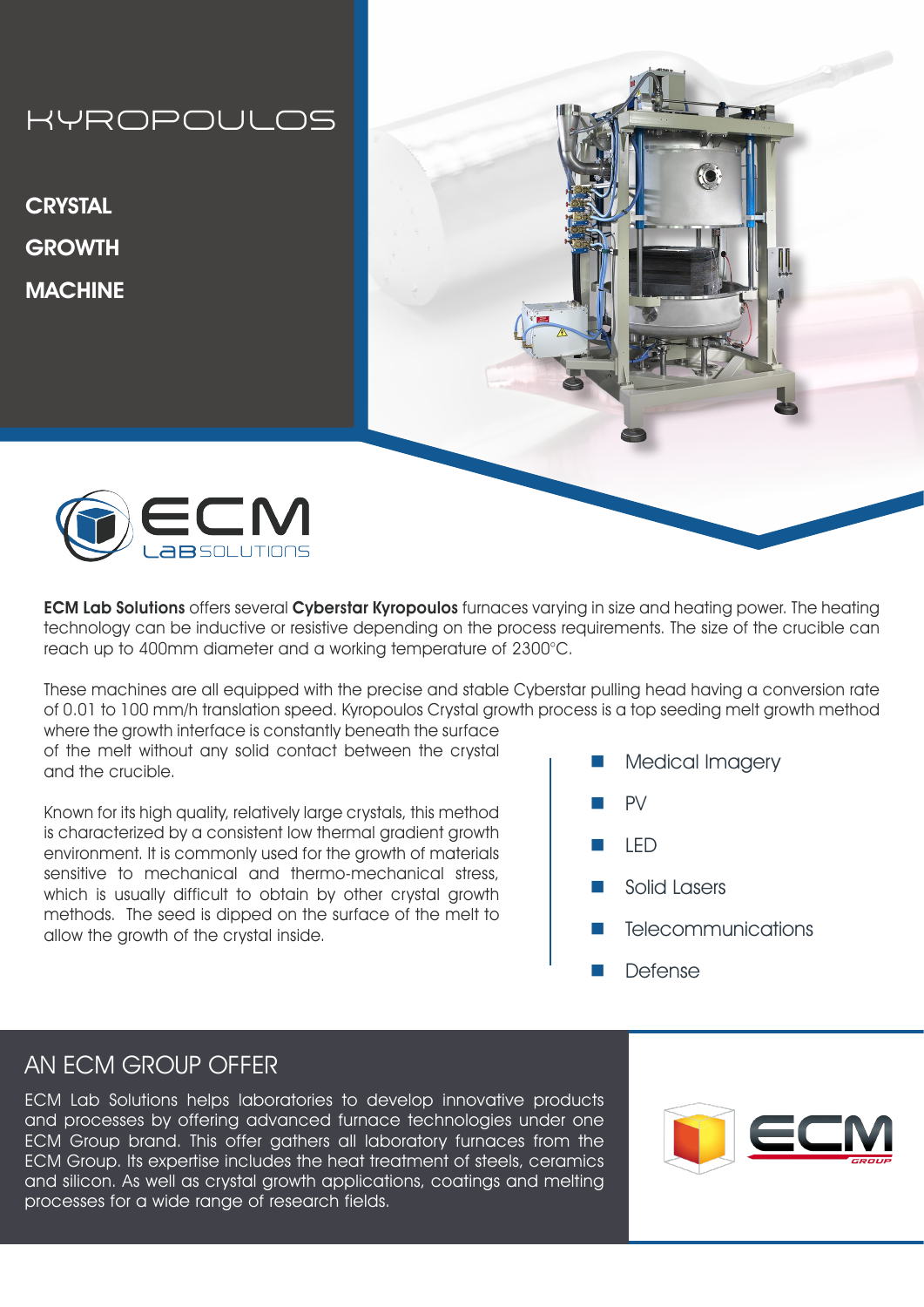# KYROPOULOS

## CRYSTAL GROWTH MACHINE

ECM LaB SOLUTIONS

**ECM Lab Solutions** offers several **Cyberstar Kyropoulos** furnaces varying in size and heating power. The heating technology can be inductive or resistive depending on the process requirements. The size of the crucible can reach up to 400mm diameter and a working temperature of 2300°C.

These machines are all equipped with the precise and stable Cyberstar pulling head having a conversion rate of 0.01 to 100 mm/h translation speed. Kyropoulos Crystal growth process is a top seeding melt growth method where the growth interface is constantly beneath the surface of the melt without any solid contact between the crystal and the crucible.

Known for its high quality, relatively large crystals, this method is characterized by a consistent low thermal gradient growth environment. It is commonly used for the growth of materials sensitive to mechanical and thermo-mechanical stress, which is usually difficult to obtain by other crystal growth methods. The seed is dipped on the surface of the melt to allow the growth of the crystal inside.

- Medical Imagery
- PV
- LED
- Solid Lasers
- Telecommunications
- Defense

## AN ECM GROUP OFFER

ECM Lab Solutions helps laboratories to develop innovative products and processes by offering advanced furnace technologies under one ECM Group brand. This offer gathers all laboratory furnaces from the ECM Group. Its expertise includes the heat treatment of steels, ceramics and silicon. As well as crystal growth applications, coatings and melting processes for a wide range of research fields.

ECM GROUP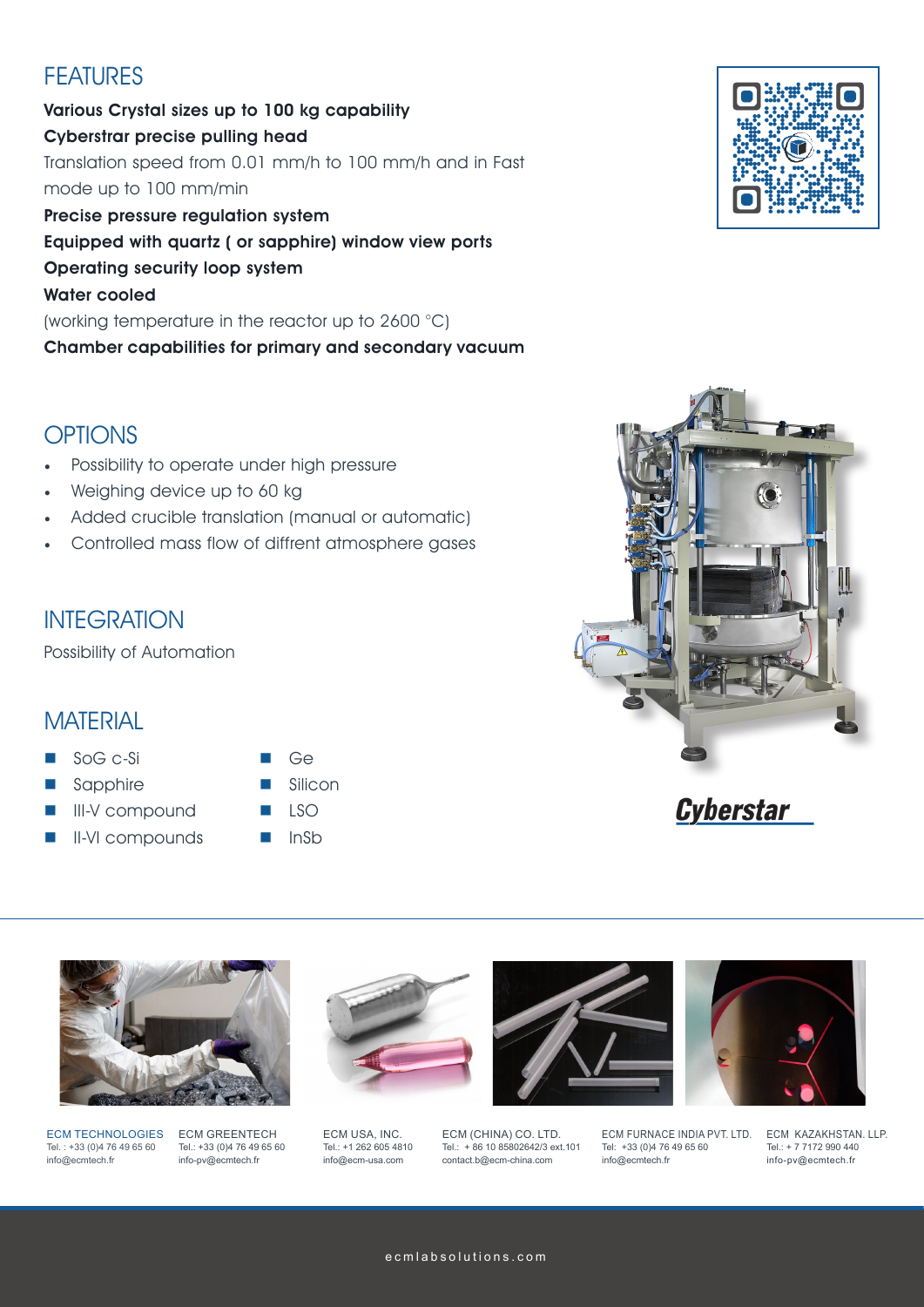## FEATURES

**Various Crystal sizes up to 100 kg capability**

**Cyberstrar precise pulling head**

Translation speed from 0.01 mm/h to 100 mm/h and in Fast mode up to 100 mm/min

**Precise pressure regulation system**

**Equipped with quartz ( or sapphire) window view ports**

**Operating security loop system**

**Water cooled**

(working temperature in the reactor up to 2600 °C)

**Chamber capabilities for primary and secondary vacuum**

## OPTIONS

- Possibility to operate under high pressure
- Weighing device up to 60 kg
- Added crucible translation (manual or automatic)
- Controlled mass flow of diffrent atmosphere gases

## INTEGRATION

Possibility of Automation

## MATERIAL

- SoG c-Si
- Sapphire
- III-V compound
- II-VI compounds
- Ge
- Silicon
- LSO
- InSb

Cyberstar

ECM TECHNOLOGIES
Tel. : +33 (0)4 76 49 65 60
info@ecmtech.fr

ECM GREENTECH
Tel.: +33 (0)4 76 49 65 60
info-pv@ecmtech.fr

ECM USA, INC.
Tel.: +1 262 605 4810
info@ecm-usa.com

ECM (CHINA) CO. LTD.
Tel.: + 86 10 85802642/3 ext.101
contact.b@ecm-china.com

ECM FURNACE INDIA PVT. LTD.
Tel: +33 (0)4 76 49 65 60
info@ecmtech.fr

ECM KAZAKHSTAN. LLP.
Tel.: + 7 7172 990 440
info-pv@ecmtech.fr

ecmlabsolutions.com